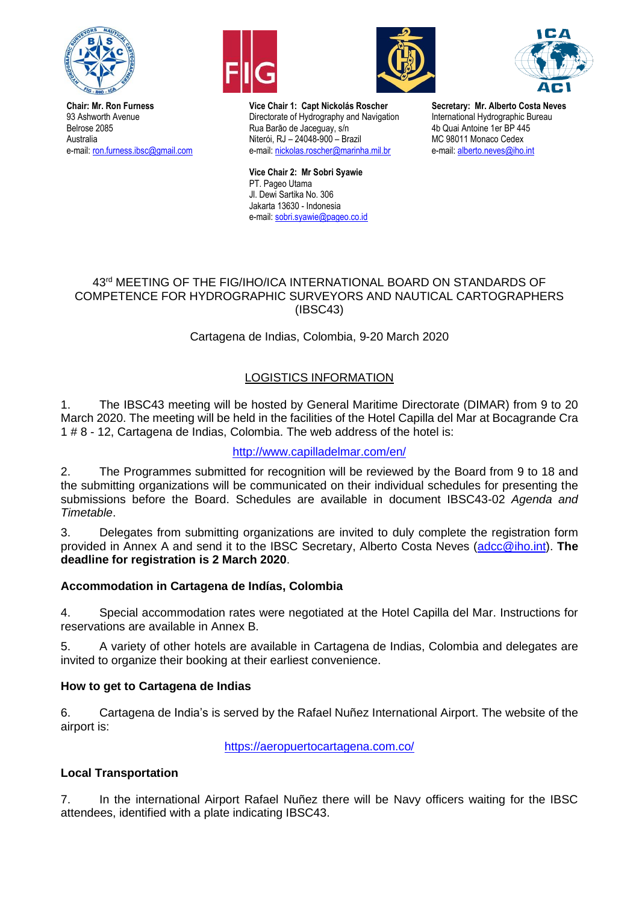**Chair: Mr. Ron Furness**
93 Ashworth Avenue
Belrose 2085
Australia
e-mail: ron.furness.ibsc@gmail.com

**Vice Chair 1: Capt Nickolás Roscher**
Directorate of Hydrography and Navigation
Rua Barão de Jaceguay, s/n
Niterói, RJ – 24048-900 – Brazil
e-mail: nickolas.roscher@marinha.mil.br

**Vice Chair 2: Mr Sobri Syawie**
PT. Pageo Utama
Jl. Dewi Sartika No. 306
Jakarta 13630 - Indonesia
e-mail: sobri.syawie@pageo.co.id

**Secretary: Mr. Alberto Costa Neves**
International Hydrographic Bureau
4b Quai Antoine 1er BP 445
MC 98011 Monaco Cedex
e-mail: alberto.neves@iho.int

43rd MEETING OF THE FIG/IHO/ICA INTERNATIONAL BOARD ON STANDARDS OF COMPETENCE FOR HYDROGRAPHIC SURVEYORS AND NAUTICAL CARTOGRAPHERS (IBSC43)

Cartagena de Indias, Colombia, 9-20 March 2020

LOGISTICS INFORMATION

1. The IBSC43 meeting will be hosted by General Maritime Directorate (DIMAR) from 9 to 20 March 2020. The meeting will be held in the facilities of the Hotel Capilla del Mar at Bocagrande Cra 1 # 8 - 12, Cartagena de Indias, Colombia. The web address of the hotel is:

http://www.capilladelmar.com/en/

2. The Programmes submitted for recognition will be reviewed by the Board from 9 to 18 and the submitting organizations will be communicated on their individual schedules for presenting the submissions before the Board. Schedules are available in document IBSC43-02 *Agenda and Timetable*.

3. Delegates from submitting organizations are invited to duly complete the registration form provided in Annex A and send it to the IBSC Secretary, Alberto Costa Neves (adcc@iho.int). **The deadline for registration is 2 March 2020**.

### Accommodation in Cartagena de Indías, Colombia

4. Special accommodation rates were negotiated at the Hotel Capilla del Mar. Instructions for reservations are available in Annex B.

5. A variety of other hotels are available in Cartagena de Indias, Colombia and delegates are invited to organize their booking at their earliest convenience.

### How to get to Cartagena de Indias

6. Cartagena de India's is served by the Rafael Nuñez International Airport. The website of the airport is:

https://aeropuertocartagena.com.co/

### Local Transportation

7. In the international Airport Rafael Nuñez there will be Navy officers waiting for the IBSC attendees, identified with a plate indicating IBSC43.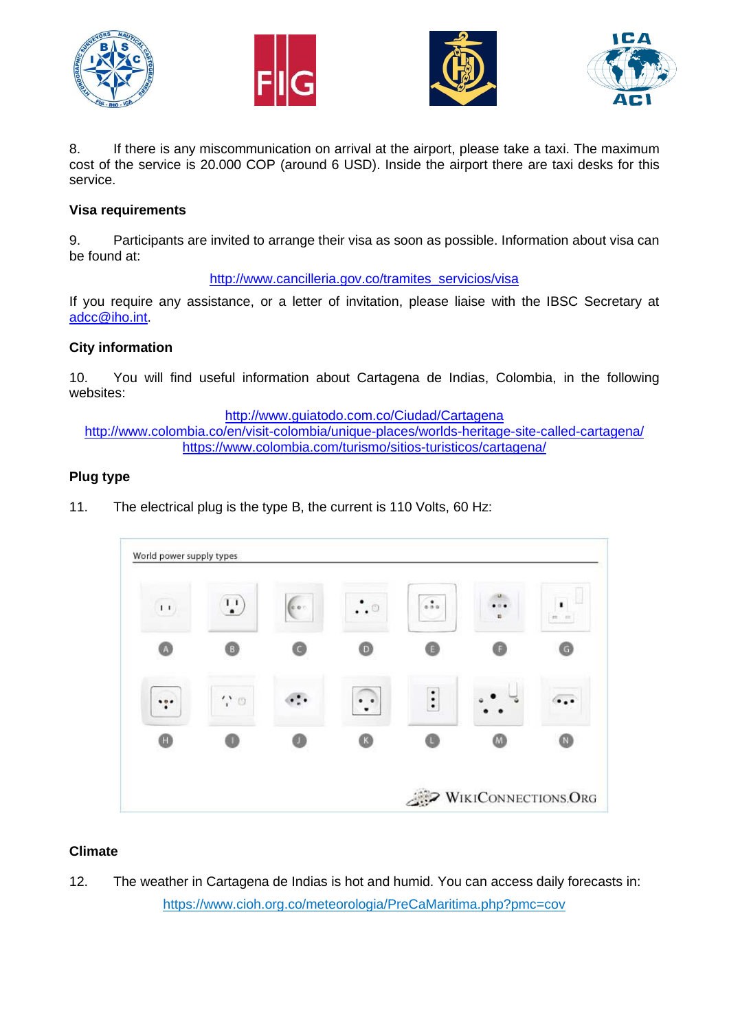8. If there is any miscommunication on arrival at the airport, please take a taxi. The maximum cost of the service is 20.000 COP (around 6 USD). Inside the airport there are taxi desks for this service.

**Visa requirements**

9. Participants are invited to arrange their visa as soon as possible. Information about visa can be found at:

http://www.cancilleria.gov.co/tramites_servicios/visa

If you require any assistance, or a letter of invitation, please liaise with the IBSC Secretary at adcc@iho.int.

**City information**

10. You will find useful information about Cartagena de Indias, Colombia, in the following websites:

http://www.guiatodo.com.co/Ciudad/Cartagena
http://www.colombia.co/en/visit-colombia/unique-places/worlds-heritage-site-called-cartagena/
https://www.colombia.com/turismo/sitios-turisticos/cartagena/

**Plug type**

11. The electrical plug is the type B, the current is 110 Volts, 60 Hz:

World power supply types

A B C D E F G

H I J K L M N

WikiConnections.Org

**Climate**

12. The weather in Cartagena de Indias is hot and humid. You can access daily forecasts in:

https://www.cioh.org.co/meteorologia/PreCaMaritima.php?pmc=cov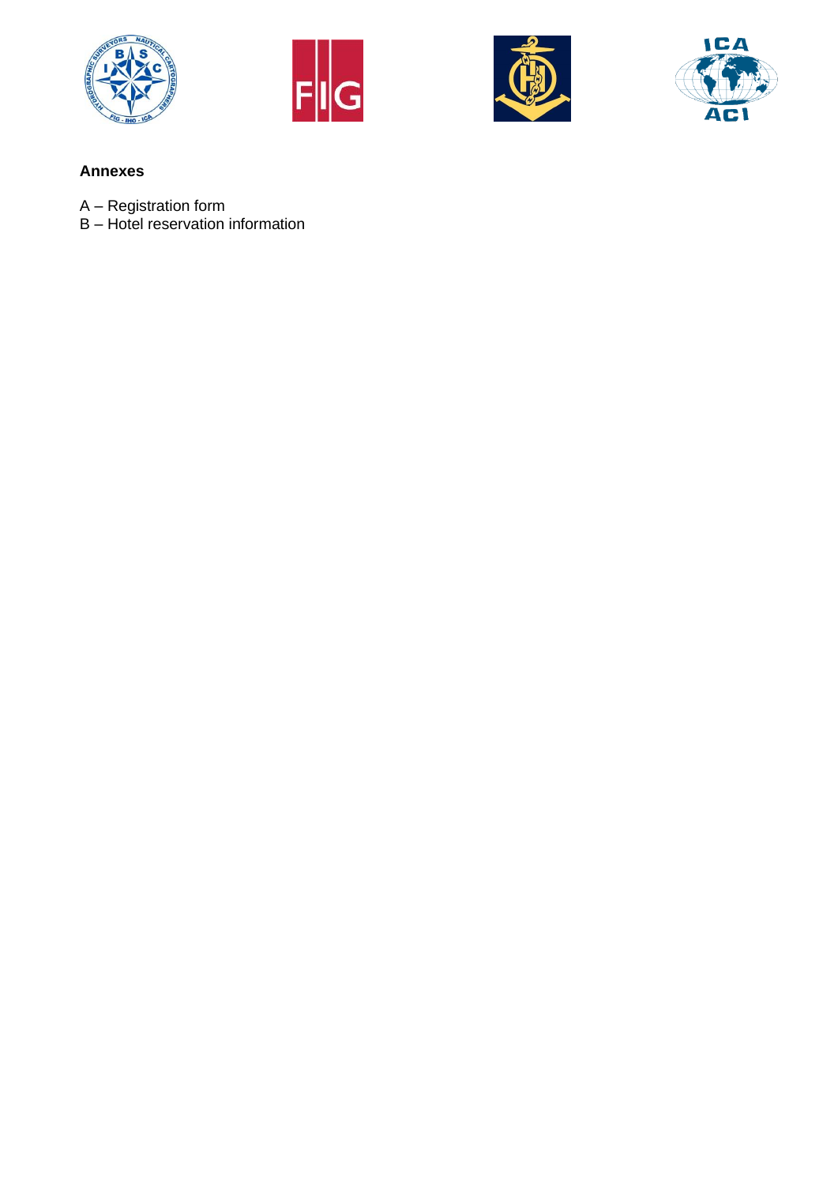**Annexes**

A – Registration form
B – Hotel reservation information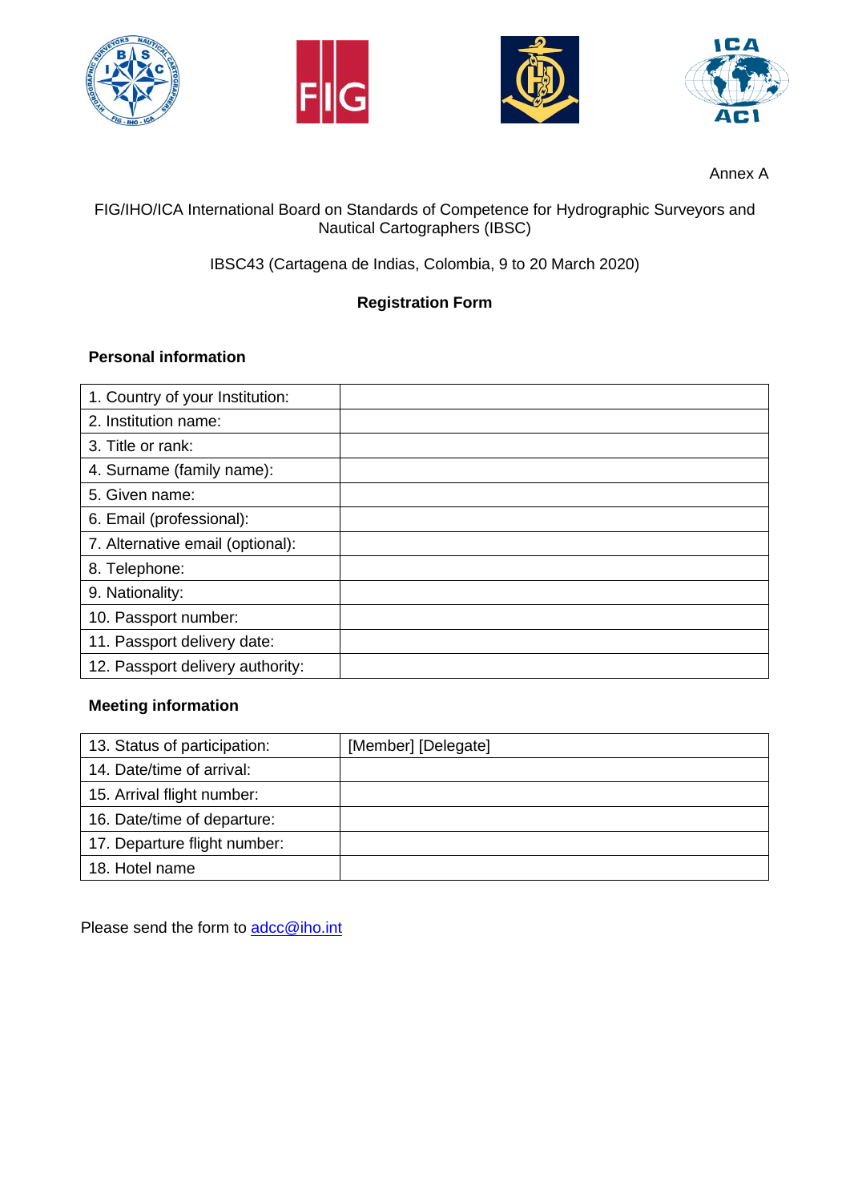Annex A

FIG/IHO/ICA International Board on Standards of Competence for Hydrographic Surveyors and Nautical Cartographers (IBSC)

IBSC43 (Cartagena de Indias, Colombia, 9 to 20 March 2020)

**Registration Form**

**Personal information**

| | |
|---|---|
| 1. Country of your Institution: | |
| 2. Institution name: | |
| 3. Title or rank: | |
| 4. Surname (family name): | |
| 5. Given name: | |
| 6. Email (professional): | |
| 7. Alternative email (optional): | |
| 8. Telephone: | |
| 9. Nationality: | |
| 10. Passport number: | |
| 11. Passport delivery date: | |
| 12. Passport delivery authority: | |

**Meeting information**

| | |
|---|---|
| 13. Status of participation: | [Member] [Delegate] |
| 14. Date/time of arrival: | |
| 15. Arrival flight number: | |
| 16. Date/time of departure: | |
| 17. Departure flight number: | |
| 18. Hotel name | |

Please send the form to adcc@iho.int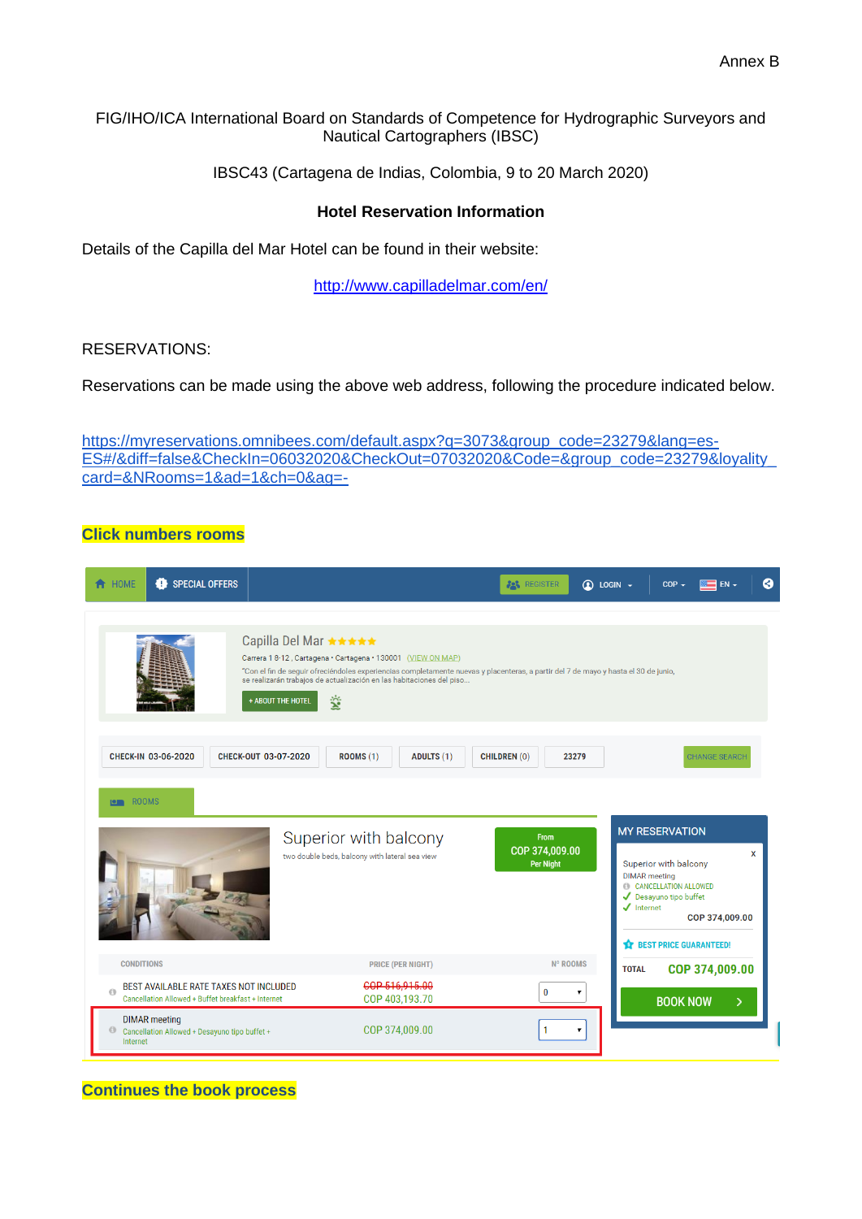Annex B

FIG/IHO/ICA International Board on Standards of Competence for Hydrographic Surveyors and Nautical Cartographers (IBSC)

IBSC43 (Cartagena de Indias, Colombia, 9 to 20 March 2020)

**Hotel Reservation Information**

Details of the Capilla del Mar Hotel can be found in their website:

http://www.capilladelmar.com/en/

RESERVATIONS:

Reservations can be made using the above web address, following the procedure indicated below.

https://myreservations.omnibees.com/default.aspx?q=3073&group_code=23279&lang=es-ES#/&diff=false&CheckIn=06032020&CheckOut=07032020&Code=&group_code=23279&loyality_card=&NRooms=1&ad=1&ch=0&ag=-

**Click numbers rooms**

HOME | SPECIAL OFFERS | REGISTER | LOGIN | COP | EN

Capilla Del Mar

Carrera 1 8-12 , Cartagena • Cartagena • 130001 (VIEW ON MAP)

"Con el fin de seguir ofreciéndoles experiencias completamente nuevas y placenteras, a partir del 7 de mayo y hasta el 30 de junio, se realizarán trabajos de actualización en las habitaciones del piso...

+ ABOUT THE HOTEL

CHECK-IN 03-06-2020 | CHECK-OUT 03-07-2020 | ROOMS (1) | ADULTS (1) | CHILDREN (0) | 23279 | CHANGE SEARCH

ROOMS

Superior with balcony

two double beds, balcony with lateral sea view

From COP 374,009.00 Per Night

| CONDITIONS | PRICE (PER NIGHT) | Nº ROOMS |
|---|---|---|
| BEST AVAILABLE RATE TAXES NOT INCLUDED<br>Cancellation Allowed + Buffet breakfast + Internet | ~~COP 516,915.00~~<br>COP 403,193.70 | 0 |
| DIMAR meeting<br>Cancellation Allowed + Desayuno tipo buffet + Internet | COP 374,009.00 | 1 |

MY RESERVATION

Superior with balcony

DIMAR meeting

CANCELLATION ALLOWED

✓ Desayuno tipo buffet

✓ Internet

COP 374,009.00

BEST PRICE GUARANTEED!

TOTAL COP 374,009.00

BOOK NOW

**Continues the book process**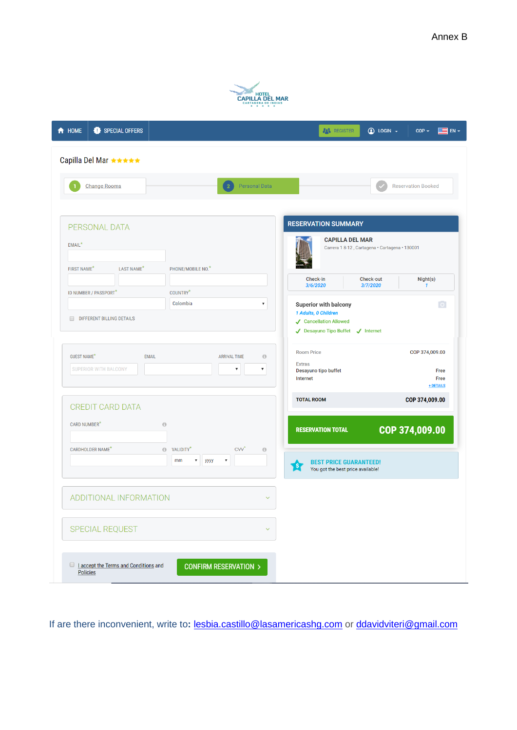Annex B

HOTEL
CAPILLA DEL MAR
CARTAGENA DE INDIAS

HOME | SPECIAL OFFERS | REGISTER | LOGIN | COP | EN

Capilla Del Mar ★★★★★

1 Change Rooms — 2 Personal Data — Reservation Booked

## PERSONAL DATA

EMAIL*

FIRST NAME* | LAST NAME* | PHONE/MOBILE NO.*

ID NUMBER / PASSPORT* | COUNTRY* Colombia

DIFFERENT BILLING DETAILS

GUEST NAME* SUPERIOR WITH BALCONY | EMAIL | ARRIVAL TIME

## CREDIT CARD DATA

CARD NUMBER*

CARDHOLDER NAME* | VALIDITY* mm yyyy | CVV*

## ADDITIONAL INFORMATION

## SPECIAL REQUEST

I accept the Terms and Conditions and Policies

CONFIRM RESERVATION >

## RESERVATION SUMMARY

**CAPILLA DEL MAR**
Carrera 1 8-12 , Cartagena • Cartagena • 130001

| Check-in | Check-out | Night(s) |
|---|---|---|
| 3/6/2020 | 3/7/2020 | 1 |

**Superior with balcony**
*1 Adults, 0 Children*
✓ Cancellation Allowed
✓ Desayuno Tipo Buffet ✓ Internet

| | |
|---|---|
| Room Price | COP 374,009.00 |
| Extras | |
| Desayuno tipo buffet | Free |
| Internet | Free |
| | + DETAILS |
| **TOTAL ROOM** | **COP 374,009.00** |

**RESERVATION TOTAL COP 374,009.00**

**BEST PRICE GUARANTEED!**
You got the best price available!

If are there inconvenient, write to**:** lesbia.castillo@lasamericashg.com or ddavidviteri@gmail.com